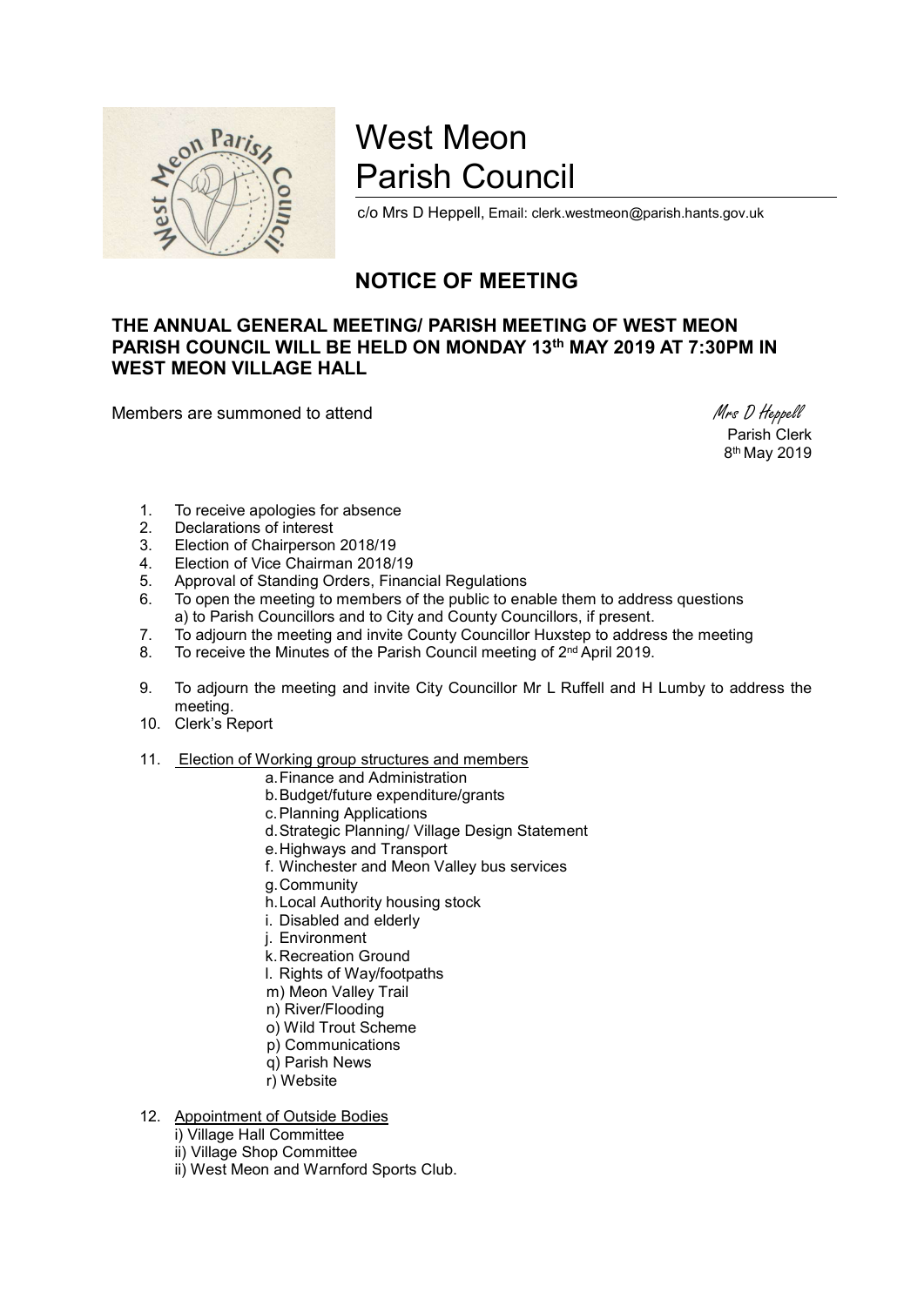# West Meon Parish Council

c/o Mrs D Heppell, Email: clerk.westmeon@parish.hants.gov.uk

## NOTICE OF MEETING

### THE ANNUAL GENERAL MEETING/ PARISH MEETING OF WEST MEON PARISH COUNCIL WILL BE HELD ON MONDAY 13th MAY 2019 AT 7:30PM IN WEST MEON VILLAGE HALL

Members are summoned to attend

*Mrs D Heppell*
Parish Clerk
8th May 2019

1. To receive apologies for absence
2. Declarations of interest
3. Election of Chairperson 2018/19
4. Election of Vice Chairman 2018/19
5. Approval of Standing Orders, Financial Regulations
6. To open the meeting to members of the public to enable them to address questions
   a) to Parish Councillors and to City and County Councillors, if present.
7. To adjourn the meeting and invite County Councillor Huxstep to address the meeting
8. To receive the Minutes of the Parish Council meeting of 2nd April 2019.
9. To adjourn the meeting and invite City Councillor Mr L Ruffell and H Lumby to address the meeting.
10. Clerk's Report
11. Election of Working group structures and members
    a. Finance and Administration
    b. Budget/future expenditure/grants
    c. Planning Applications
    d. Strategic Planning/ Village Design Statement
    e. Highways and Transport
    f. Winchester and Meon Valley bus services
    g. Community
    h. Local Authority housing stock
    i. Disabled and elderly
    j. Environment
    k. Recreation Ground
    l. Rights of Way/footpaths
    m) Meon Valley Trail
    n) River/Flooding
    o) Wild Trout Scheme
    p) Communications
    q) Parish News
    r) Website
12. Appointment of Outside Bodies
    i) Village Hall Committee
    ii) Village Shop Committee
    ii) West Meon and Warnford Sports Club.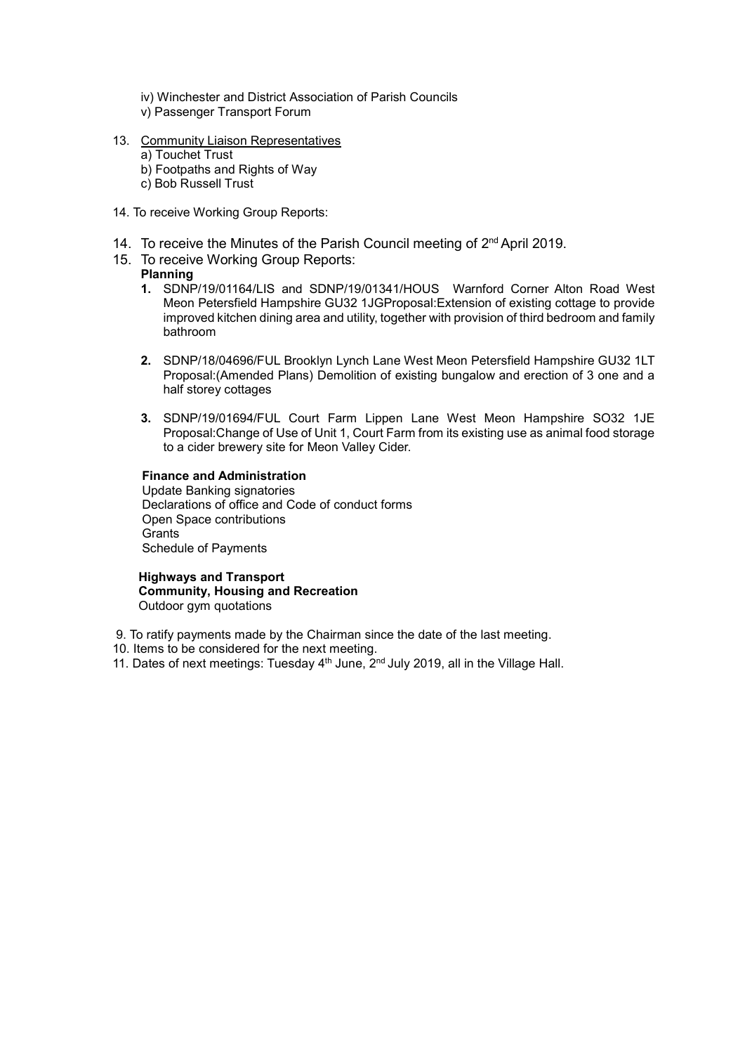iv) Winchester and District Association of Parish Councils
v) Passenger Transport Forum

13. Community Liaison Representatives
    a) Touchet Trust
    b) Footpaths and Rights of Way
    c) Bob Russell Trust

14. To receive Working Group Reports:

14. To receive the Minutes of the Parish Council meeting of 2nd April 2019.
15. To receive Working Group Reports:

**Planning**

1. SDNP/19/01164/LIS and SDNP/19/01341/HOUS Warnford Corner Alton Road West Meon Petersfield Hampshire GU32 1JGProposal:Extension of existing cottage to provide improved kitchen dining area and utility, together with provision of third bedroom and family bathroom

2. SDNP/18/04696/FUL Brooklyn Lynch Lane West Meon Petersfield Hampshire GU32 1LT Proposal:(Amended Plans) Demolition of existing bungalow and erection of 3 one and a half storey cottages

3. SDNP/19/01694/FUL Court Farm Lippen Lane West Meon Hampshire SO32 1JE Proposal:Change of Use of Unit 1, Court Farm from its existing use as animal food storage to a cider brewery site for Meon Valley Cider.

**Finance and Administration**

Update Banking signatories
Declarations of office and Code of conduct forms
Open Space contributions
Grants
Schedule of Payments

**Highways and Transport**

**Community, Housing and Recreation**

Outdoor gym quotations

9. To ratify payments made by the Chairman since the date of the last meeting.
10. Items to be considered for the next meeting.
11. Dates of next meetings: Tuesday 4th June, 2nd July 2019, all in the Village Hall.